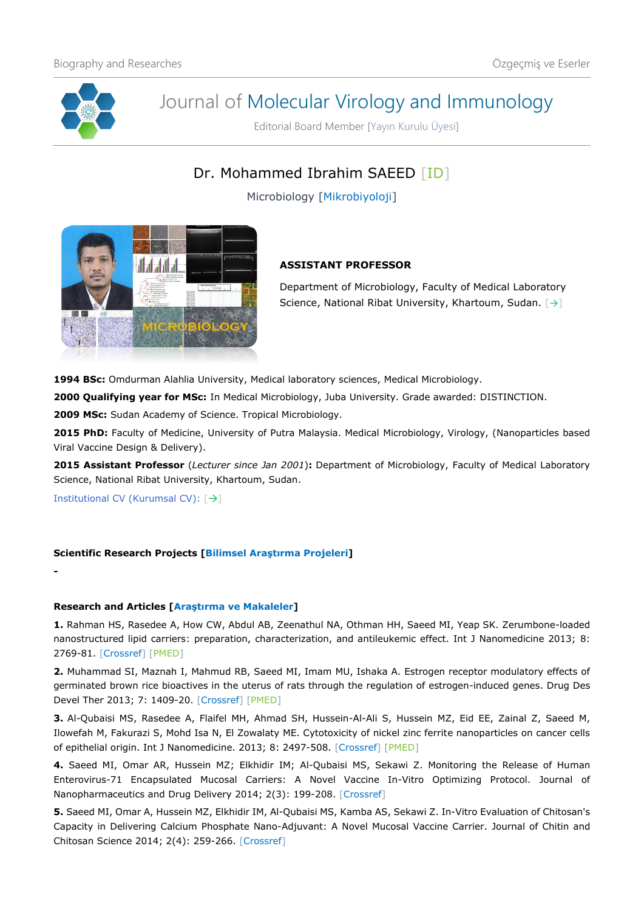# Journal of Molecular Virology and Immunology

Editorial Board Member [Yayın Kurulu Üyesi]

## Dr. Mohammed Ibrahim SAEED [ID]

Microbiology [Mikrobiyoloji]

**ASSISTANT PROFESSOR**

Department of Microbiology, Faculty of Medical Laboratory Science, National Ribat University, Khartoum, Sudan. [→]

**1994 BSc:** Omdurman Alahlia University, Medical laboratory sciences, Medical Microbiology.

**2000 Qualifying year for MSc:** In Medical Microbiology, Juba University. Grade awarded: DISTINCTION.

**2009 MSc:** Sudan Academy of Science. Tropical Microbiology.

**2015 PhD:** Faculty of Medicine, University of Putra Malaysia. Medical Microbiology, Virology, (Nanoparticles based Viral Vaccine Design & Delivery).

**2015 Assistant Professor** (*Lecturer since Jan 2001*)**:** Department of Microbiology, Faculty of Medical Laboratory Science, National Ribat University, Khartoum, Sudan.

Institutional CV (Kurumsal CV): [→]

**Scientific Research Projects [Bilimsel Araştırma Projeleri]**

-

**Research and Articles [Araştırma ve Makaleler]**

**1.** Rahman HS, Rasedee A, How CW, Abdul AB, Zeenathul NA, Othman HH, Saeed MI, Yeap SK. Zerumbone-loaded nanostructured lipid carriers: preparation, characterization, and antileukemic effect. Int J Nanomedicine 2013; 8: 2769-81. [Crossref] [PMED]

**2.** Muhammad SI, Maznah I, Mahmud RB, Saeed MI, Imam MU, Ishaka A. Estrogen receptor modulatory effects of germinated brown rice bioactives in the uterus of rats through the regulation of estrogen-induced genes. Drug Des Devel Ther 2013; 7: 1409-20. [Crossref] [PMED]

**3.** Al-Qubaisi MS, Rasedee A, Flaifel MH, Ahmad SH, Hussein-Al-Ali S, Hussein MZ, Eid EE, Zainal Z, Saeed M, Ilowefah M, Fakurazi S, Mohd Isa N, El Zowalaty ME. Cytotoxicity of nickel zinc ferrite nanoparticles on cancer cells of epithelial origin. Int J Nanomedicine. 2013; 8: 2497-508. [Crossref] [PMED]

**4.** Saeed MI, Omar AR, Hussein MZ; Elkhidir IM; Al-Qubaisi MS, Sekawi Z. Monitoring the Release of Human Enterovirus-71 Encapsulated Mucosal Carriers: A Novel Vaccine In-Vitro Optimizing Protocol. Journal of Nanopharmaceutics and Drug Delivery 2014; 2(3): 199-208. [Crossref]

**5.** Saeed MI, Omar A, Hussein MZ, Elkhidir IM, Al-Qubaisi MS, Kamba AS, Sekawi Z. In-Vitro Evaluation of Chitosan's Capacity in Delivering Calcium Phosphate Nano-Adjuvant: A Novel Mucosal Vaccine Carrier. Journal of Chitin and Chitosan Science 2014; 2(4): 259-266. [Crossref]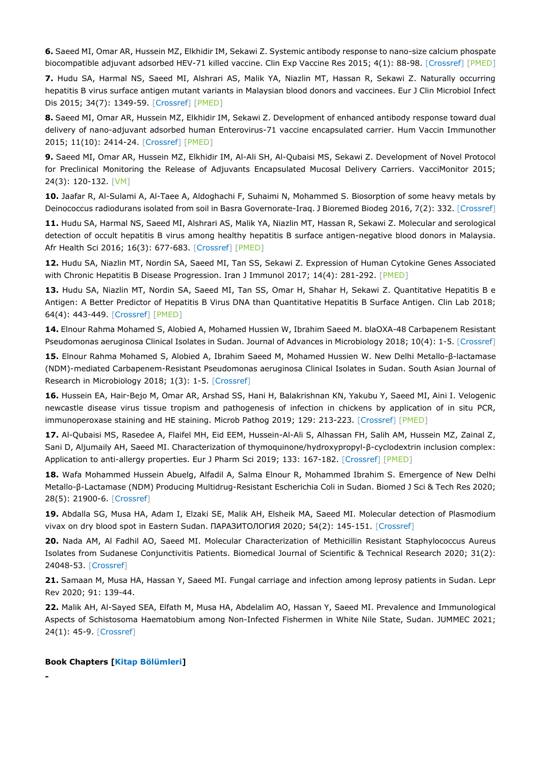**6.** Saeed MI, Omar AR, Hussein MZ, Elkhidir IM, Sekawi Z. Systemic antibody response to nano-size calcium phospate biocompatible adjuvant adsorbed HEV-71 killed vaccine. Clin Exp Vaccine Res 2015; 4(1): 88-98. [Crossref] [PMED]

**7.** Hudu SA, Harmal NS, Saeed MI, Alshrari AS, Malik YA, Niazlin MT, Hassan R, Sekawi Z. Naturally occurring hepatitis B virus surface antigen mutant variants in Malaysian blood donors and vaccinees. Eur J Clin Microbiol Infect Dis 2015; 34(7): 1349-59. [Crossref] [PMED]

**8.** Saeed MI, Omar AR, Hussein MZ, Elkhidir IM, Sekawi Z. Development of enhanced antibody response toward dual delivery of nano-adjuvant adsorbed human Enterovirus-71 vaccine encapsulated carrier. Hum Vaccin Immunother 2015; 11(10): 2414-24. [Crossref] [PMED]

**9.** Saeed MI, Omar AR, Hussein MZ, Elkhidir IM, Al-Ali SH, Al-Qubaisi MS, Sekawi Z. Development of Novel Protocol for Preclinical Monitoring the Release of Adjuvants Encapsulated Mucosal Delivery Carriers. VacciMonitor 2015; 24(3): 120-132. [VM]

**10.** Jaafar R, Al-Sulami A, Al-Taee A, Aldoghachi F, Suhaimi N, Mohammed S. Biosorption of some heavy metals by Deinococcus radiodurans isolated from soil in Basra Governorate-Iraq. J Bioremed Biodeg 2016, 7(2): 332. [Crossref]

**11.** Hudu SA, Harmal NS, Saeed MI, Alshrari AS, Malik YA, Niazlin MT, Hassan R, Sekawi Z. Molecular and serological detection of occult hepatitis B virus among healthy hepatitis B surface antigen-negative blood donors in Malaysia. Afr Health Sci 2016; 16(3): 677-683. [Crossref] [PMED]

**12.** Hudu SA, Niazlin MT, Nordin SA, Saeed MI, Tan SS, Sekawi Z. Expression of Human Cytokine Genes Associated with Chronic Hepatitis B Disease Progression. Iran J Immunol 2017; 14(4): 281-292. [PMED]

**13.** Hudu SA, Niazlin MT, Nordin SA, Saeed MI, Tan SS, Omar H, Shahar H, Sekawi Z. Quantitative Hepatitis B e Antigen: A Better Predictor of Hepatitis B Virus DNA than Quantitative Hepatitis B Surface Antigen. Clin Lab 2018; 64(4): 443-449. [Crossref] [PMED]

**14.** Elnour Rahma Mohamed S, Alobied A, Mohamed Hussien W, Ibrahim Saeed M. blaOXA-48 Carbapenem Resistant Pseudomonas aeruginosa Clinical Isolates in Sudan. Journal of Advances in Microbiology 2018; 10(4): 1-5. [Crossref]

**15.** Elnour Rahma Mohamed S, Alobied A, Ibrahim Saeed M, Mohamed Hussien W. New Delhi Metallo-β-lactamase (NDM)-mediated Carbapenem-Resistant Pseudomonas aeruginosa Clinical Isolates in Sudan. South Asian Journal of Research in Microbiology 2018; 1(3): 1-5. [Crossref]

**16.** Hussein EA, Hair-Bejo M, Omar AR, Arshad SS, Hani H, Balakrishnan KN, Yakubu Y, Saeed MI, Aini I. Velogenic newcastle disease virus tissue tropism and pathogenesis of infection in chickens by application of in situ PCR, immunoperoxase staining and HE staining. Microb Pathog 2019; 129: 213-223. [Crossref] [PMED]

**17.** Al-Qubaisi MS, Rasedee A, Flaifel MH, Eid EEM, Hussein-Al-Ali S, Alhassan FH, Salih AM, Hussein MZ, Zainal Z, Sani D, Aljumaily AH, Saeed MI. Characterization of thymoquinone/hydroxypropyl-β-cyclodextrin inclusion complex: Application to anti-allergy properties. Eur J Pharm Sci 2019; 133: 167-182. [Crossref] [PMED]

**18.** Wafa Mohammed Hussein Abuelg, Alfadil A, Salma Elnour R, Mohammed Ibrahim S. Emergence of New Delhi Metallo-β-Lactamase (NDM) Producing Multidrug-Resistant Escherichia Coli in Sudan. Biomed J Sci & Tech Res 2020; 28(5): 21900-6. [Crossref]

**19.** Abdalla SG, Musa HA, Adam I, Elzaki SE, Malik AH, Elsheik MA, Saeed MI. Molecular detection of Plasmodium vivax on dry blood spot in Eastern Sudan. ПАРАЗИТОЛОГИЯ 2020; 54(2): 145-151. [Crossref]

**20.** Nada AM, Al Fadhil AO, Saeed MI. Molecular Characterization of Methicillin Resistant Staphylococcus Aureus Isolates from Sudanese Conjunctivitis Patients. Biomedical Journal of Scientific & Technical Research 2020; 31(2): 24048-53. [Crossref]

**21.** Samaan M, Musa HA, Hassan Y, Saeed MI. Fungal carriage and infection among leprosy patients in Sudan. Lepr Rev 2020; 91: 139-44.

**22.** Malik AH, Al-Sayed SEA, Elfath M, Musa HA, Abdelalim AO, Hassan Y, Saeed MI. Prevalence and Immunological Aspects of Schistosoma Haematobium among Non-Infected Fishermen in White Nile State, Sudan. JUMMEC 2021; 24(1): 45-9. [Crossref]

**Book Chapters [Kitap Bölümleri]**

-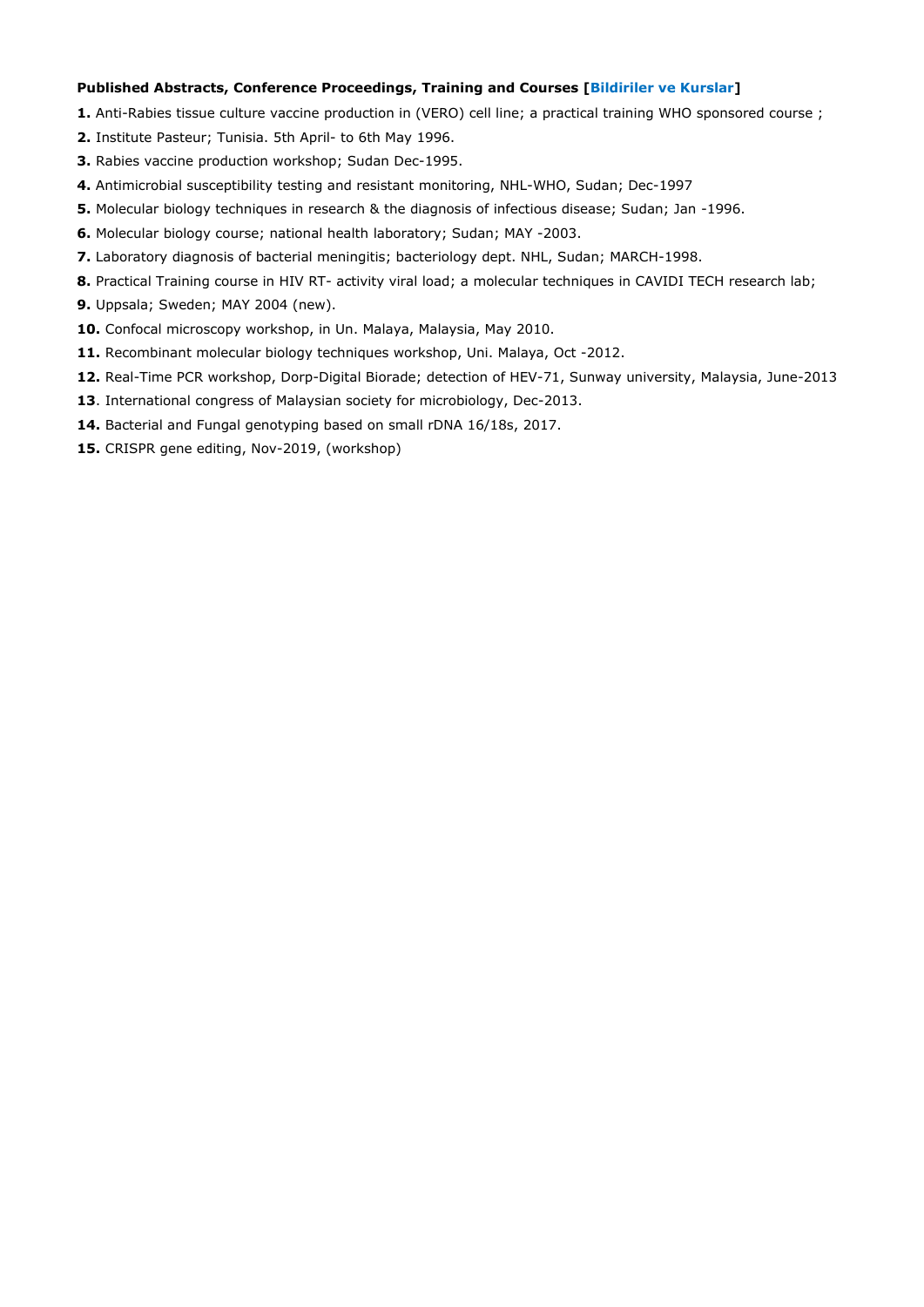**Published Abstracts, Conference Proceedings, Training and Courses [Bildiriler ve Kurslar]**

**1.** Anti-Rabies tissue culture vaccine production in (VERO) cell line; a practical training WHO sponsored course ;

**2.** Institute Pasteur; Tunisia. 5th April- to 6th May 1996.

**3.** Rabies vaccine production workshop; Sudan Dec-1995.

**4.** Antimicrobial susceptibility testing and resistant monitoring, NHL-WHO, Sudan; Dec-1997

**5.** Molecular biology techniques in research & the diagnosis of infectious disease; Sudan; Jan -1996.

**6.** Molecular biology course; national health laboratory; Sudan; MAY -2003.

**7.** Laboratory diagnosis of bacterial meningitis; bacteriology dept. NHL, Sudan; MARCH-1998.

**8.** Practical Training course in HIV RT- activity viral load; a molecular techniques in CAVIDI TECH research lab;

**9.** Uppsala; Sweden; MAY 2004 (new).

**10.** Confocal microscopy workshop, in Un. Malaya, Malaysia, May 2010.

**11.** Recombinant molecular biology techniques workshop, Uni. Malaya, Oct -2012.

**12.** Real-Time PCR workshop, Dorp-Digital Biorade; detection of HEV-71, Sunway university, Malaysia, June-2013

**13**. International congress of Malaysian society for microbiology, Dec-2013.

**14.** Bacterial and Fungal genotyping based on small rDNA 16/18s, 2017.

**15.** CRISPR gene editing, Nov-2019, (workshop)